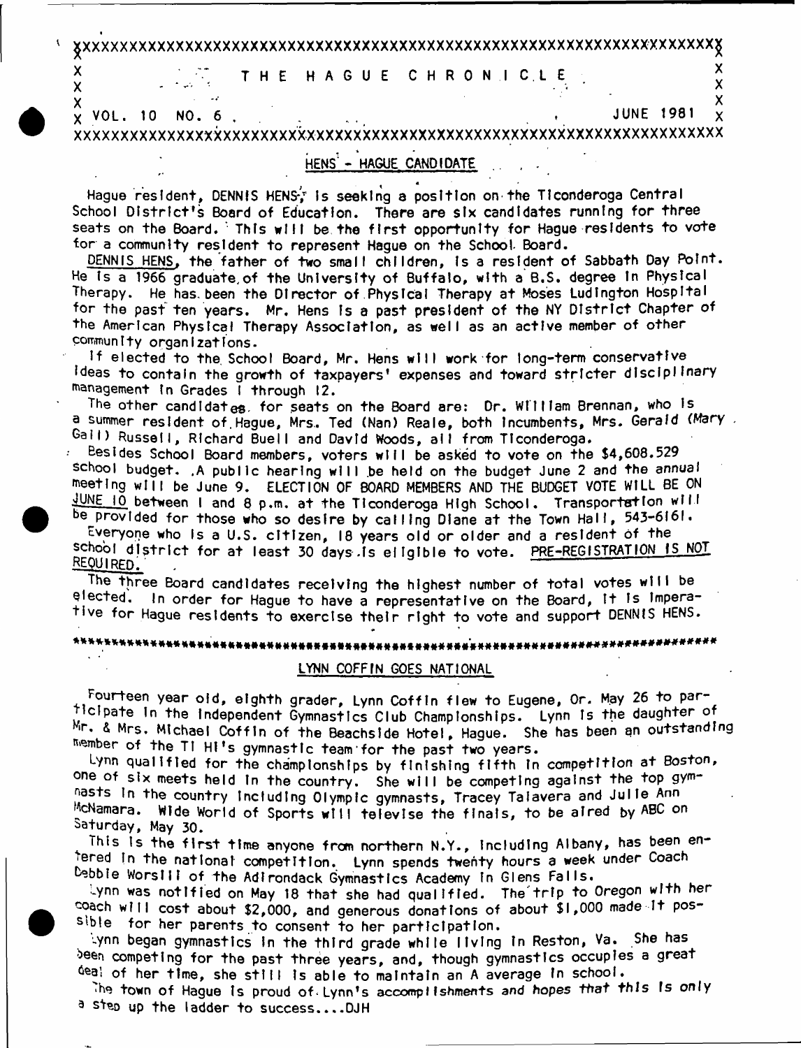# THE HAGUE CHRONICLE

VOL. 10 NO. 6 . JUNE 1981

## HENS - HAGUE CANDIDATE

Hague resident, DENNIS HENS, is seeking a position on the Ticonderoga Central School District's Board of Education. There are six candidates running for three seats on the Board. This will be the first opportunity for Hague residents to vote for a community resident to represent Hague on the School Board.

DENNIS HENS, the father of two small children, is a resident of Sabbath Day Point. He is a 1966 graduate of the University of Buffalo, with a B.S. degree in Physical Therapy. He has been the Director of Physical Therapy at Moses Ludington Hospital for the past ten years. Mr. Hens is a past president of the NY District Chapter of the American Physical Therapy Association, as well as an active member of other community organizations.

If elected to the School Board, Mr. Hens will work for long-term conservative ideas to contain the growth of taxpayers' expenses and toward stricter disciplinary management in Grades 1 through 12.

The other candidates for seats on the Board are: Dr. William Brennan, who is a summer resident of Hague, Mrs. Ted (Nan) Reale, both incumbents, Mrs. Gerald (Mary Gail) Russell, Richard Buell and David Woods, all from Ticonderoga.

Besides School Board members, voters will be asked to vote on the $4,608.529 school budget. A public hearing will be held on the budget June 2 and the annual meeting will be June 9. ELECTION OF BOARD MEMBERS AND THE BUDGET VOTE WILL BE ON JUNE 10 between 1 and 8 p.m. at the Ticonderoga High School. Transportation will be provided for those who so desire by calling Diane at the Town Hall, 543-6161.

Everyone who is a U.S. citizen, 18 years old or older and a resident of the school district for at least 30 days is eligible to vote. PRE-REGISTRATION IS NOT REQUIRED.

The three Board candidates receiving the highest number of total votes will be elected. In order for Hague to have a representative on the Board, it is imperative for Hague residents to exercise their right to vote and support DENNIS HENS.

## LYNN COFFIN GOES NATIONAL

Fourteen year old, eighth grader, Lynn Coffin flew to Eugene, Or. May 26 to participate in the Independent Gymnastics Club Championships. Lynn is the daughter of Mr. & Mrs. Michael Coffin of the Beachside Hotel, Hague. She has been an outstanding member of the TI HI's gymnastic team for the past two years.

Lynn qualified for the championships by finishing fifth in competition at Boston, one of six meets held in the country. She will be competing against the top gymnasts in the country including Olympic gymnasts, Tracey Talavera and Julie Ann McNamara. Wide World of Sports will televise the finals, to be aired by ABC on Saturday, May 30.

This is the first time anyone from northern N.Y., including Albany, has been entered in the national competition. Lynn spends twenty hours a week under Coach Debbie Worsill of the Adirondack Gymnastics Academy in Glens Falls.

Lynn was notified on May 18 that she had qualified. The trip to Oregon with her coach will cost about $2,000, and generous donations of about $1,000 made it possible for her parents to consent to her participation.

Lynn began gymnastics in the third grade while living in Reston, Va. She has been competing for the past three years, and, though gymnastics occupies a great deal of her time, she still is able to maintain an A average in school.

The town of Hague is proud of Lynn's accomplishments and hopes that this is only a step up the ladder to success....DJH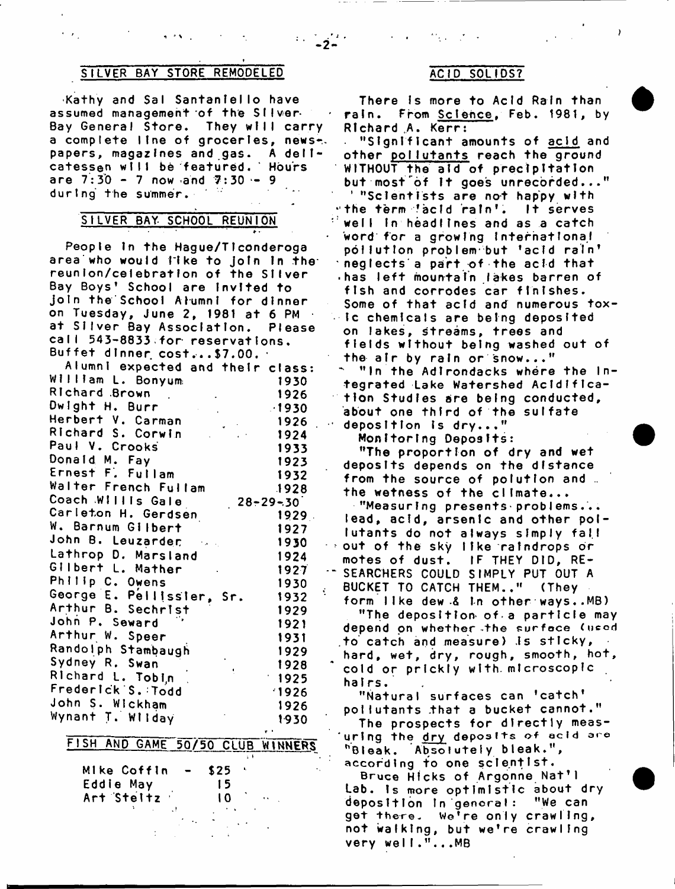## SILVER BAY STORE REMODELED

Kathy and Sal Santaniello have assumed management of the Silver Bay General Store. They will carry a complete line of groceries, newspapers, magazines and gas. A delicatessen will be featured. Hours are 7:30 - 7 now and 7:30 - 9 during the summer.

## SILVER BAY SCHOOL REUNION

People in the Hague/Ticonderoga area who would like to join in the reunion/celebration of the Silver Bay Boys' School are invited to join the School Alumni for dinner on Tuesday, June 2, 1981 at 6 PM at Silver Bay Association. Please call 543-8833 for reservations. Buffet dinner cost...$7.00.

Alumni expected and their class:

| | |
|---|---|
| William L. Bonyum | 1930 |
| Richard Brown | 1926 |
| Dwight H. Burr | 1930 |
| Herbert V. Carman | 1926 |
| Richard S. Corwin | 1924 |
| Paul V. Crooks | 1933 |
| Donald M. Fay | 1923 |
| Ernest F. Fullam | 1932 |
| Walter French Fullam | 1928 |
| Coach Willis Gale | 28-29-30 |
| Carleton H. Gerdsen | 1929 |
| W. Barnum Gilbert | 1927 |
| John B. Leuzarder | 1930 |
| Lathrop D. Marsland | 1924 |
| Gilbert L. Mather | 1927 |
| Philip C. Owens | 1930 |
| George E. Pellissier, Sr. | 1932 |
| Arthur B. Sechrist | 1929 |
| John P. Seward | 1921 |
| Arthur W. Speer | 1931 |
| Randolph Stambaugh | 1929 |
| Sydney R. Swan | 1928 |
| Richard L. Tobin | 1925 |
| Frederick S. Todd | 1926 |
| John S. Wickham | 1926 |
| Wynant T. Wilday | 1930 |

## FISH AND GAME 50/50 CLUB WINNERS

| | |
|---|---|
| Mike Coffin - | $25 |
| Eddie May | 15 |
| Art Steltz | 10 |

## ACID SOLIDS?

There is more to Acid Rain than rain. From Science, Feb. 1981, by Richard A. Kerr:

"Significant amounts of acid and other pollutants reach the ground WITHOUT the aid of precipitation but most of it goes unrecorded..."

"Scientists are not happy with the term 'acid rain'. It serves well in headlines and as a catch word for a growing international pollution problem but 'acid rain' neglects a part of the acid that has left mountain lakes barren of fish and corrodes car finishes. Some of that acid and numerous toxic chemicals are being deposited on lakes, streams, trees and fields without being washed out of the air by rain or snow..."

"In the Adirondacks where the Integrated Lake Watershed Acidification Studies are being conducted, about one third of the sulfate deposition is dry..."

Monitoring Deposits:

"The proportion of dry and wet deposits depends on the distance from the source of polution and the wetness of the climate...

"Measuring presents problems... lead, acid, arsenic and other pollutants do not always simply fall out of the sky like raindrops or motes of dust. IF THEY DID, RESEARCHERS COULD SIMPLY PUT OUT A BUCKET TO CATCH THEM.." (They form like dew & in other ways..MB)

"The deposition of a particle may depend on whether the surface (used to catch and measure) is sticky, hard, wet, dry, rough, smooth, hot, cold or prickly with microscopic hairs.

"Natural surfaces can 'catch' pollutants that a bucket cannot."

The prospects for directly measuring the dry deposits of acid are "Bleak. Absolutely bleak.", according to one scientist.

Bruce Hicks of Argonne Nat'l Lab. is more optimistic about dry deposition in general: "We can get there. We're only crawling, not walking, but we're crawling very well."...MB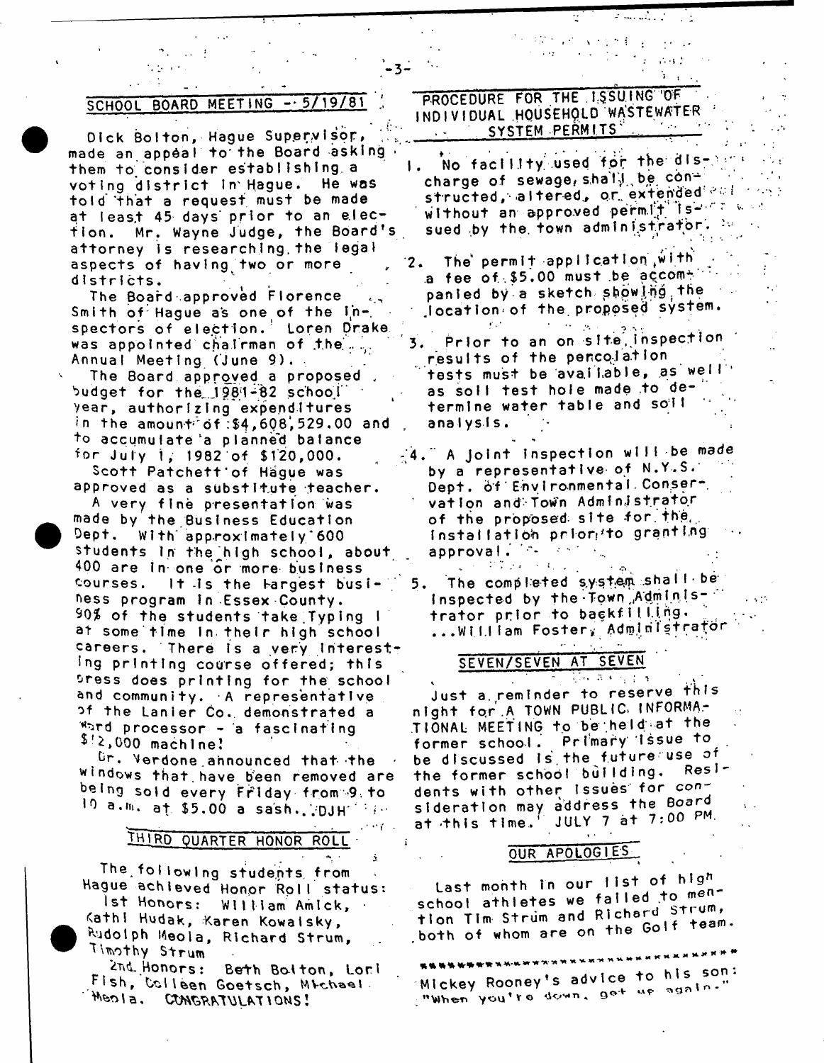## SCHOOL BOARD MEETING -- 5/19/81

Dick Bolton, Hague Supervisor, made an appeal to the Board asking them to consider establishing a voting district in Hague. He was told that a request must be made at least 45 days prior to an election. Mr. Wayne Judge, the Board's attorney is researching the legal aspects of having two or more districts.

The Board approved Florence Smith of Hague as one of the inspectors of election. Loren Drake was appointed chairman of the Annual Meeting (June 9).

The Board approved a proposed budget for the 1981-82 school year, authorizing expenditures in the amount of $4,608,529.00 and to accumulate a planned balance for July 1, 1982 of $120,000.

Scott Patchett of Hague was approved as a substitute teacher.

A very fine presentation was made by the Business Education Dept. With approximately 600 students in the high school, about 400 are in one or more business courses. It is the largest business program in Essex County. 90% of the students take Typing I at some time in their high school careers. There is a very interesting printing course offered; this press does printing for the school and community. A representative of the Lanier Co. demonstrated a word processor - a fascinating $12,000 machine!

Dr. Verdone announced that the windows that have been removed are being sold every Friday from 9 to 10 a.m. at $5.00 a sash. ..DJH

## THIRD QUARTER HONOR ROLL

The following students from Hague achieved Honor Roll status:

1st Honors: William Amick, Kathi Hudak, Karen Kowalsky, Rudolph Meola, Richard Strum, Timothy Strum

2nd Honors: Beth Bolton, Lori Fish, Colleen Goetsch, Michael Meola. CONGRATULATIONS!

## PROCEDURE FOR THE ISSUING OF INDIVIDUAL HOUSEHOLD WASTEWATER SYSTEM PERMITS

1. No facility used for the discharge of sewage, shall be constructed, altered, or extended without an approved permit issued by the town administrator.
2. The permit application with a fee of $5.00 must be accompanied by a sketch showing the location of the proposed system.
3. Prior to an on site inspection results of the percolation tests must be available, as well as soil test hole made to determine water table and soil analysis.
4. A joint inspection will be made by a representative of N.Y.S. Dept. of Environmental Conservation and Town Administrator of the proposed site for the installation prior to granting approval.
5. The completed system shall be inspected by the Town Administrator prior to backfilling.

...William Foster, Administrator

## SEVEN/SEVEN AT SEVEN

Just a reminder to reserve this night for A TOWN PUBLIC INFORMATIONAL MEETING to be held at the former school. Primary issue to be discussed is the future use of the former school building. Residents with other issues for consideration may address the Board at this time. JULY 7 at 7:00 PM.

## OUR APOLOGIES

Last month in our list of high school athletes we failed to mention Tim Strum and Richard Strum, both of whom are on the Golf team.

\*\*\*\*\*\*\*\*\*\*\*\*\*\*\*\*\*\*\*\*\*\*\*\*\*\*\*\*\*\*\*\*

Mickey Rooney's advice to his son: "When you're down, get up again."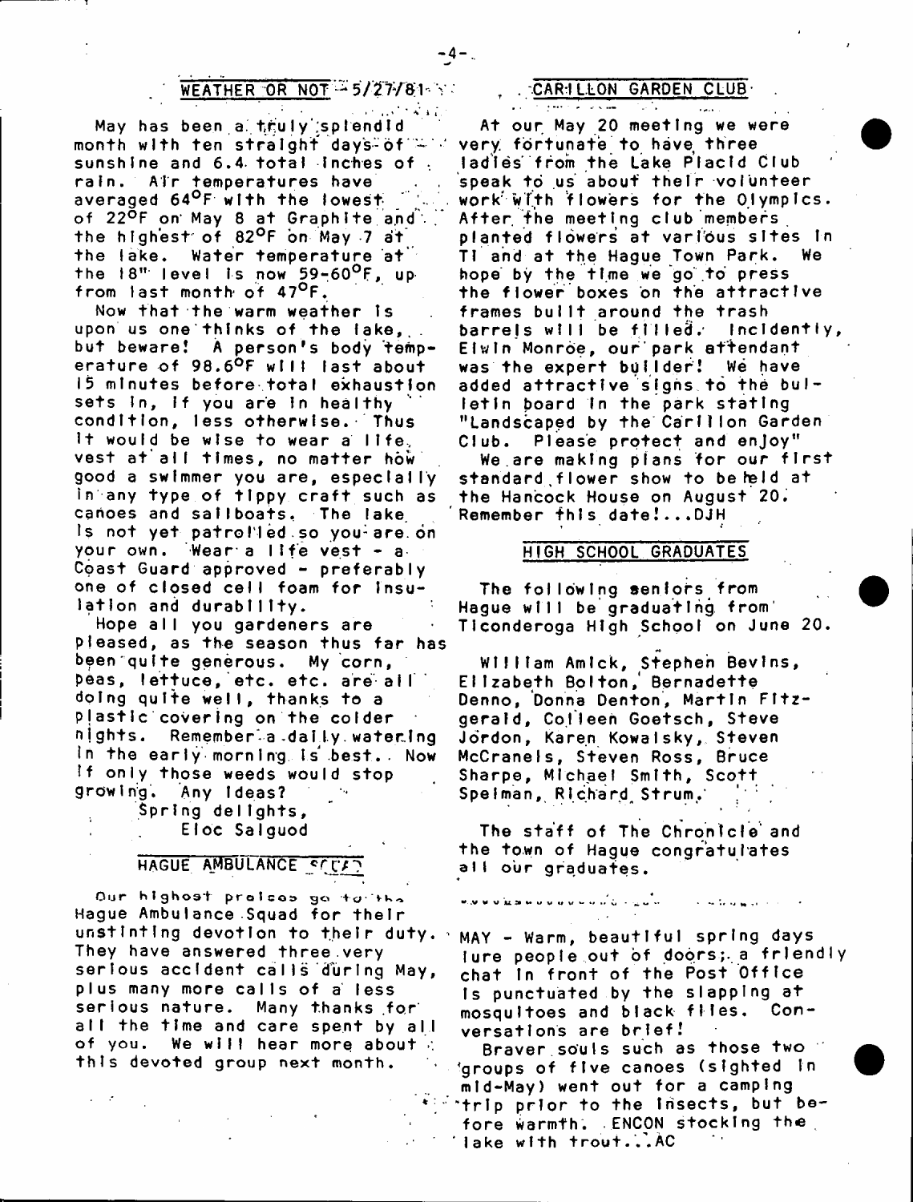## WEATHER OR NOT - 5/27/81

May has been a truly splendid month with ten straight days of sunshine and 6.4 total inches of rain. Air temperatures have averaged 64°F with the lowest of 22°F on May 8 at Graphite and the highest of 82°F on May 7 at the lake. Water temperature at the 18" level is now 59-60°F, up from last month of 47°F.

Now that the warm weather is upon us one thinks of the lake, but beware! A person's body temperature of 98.6°F will last about 15 minutes before total exhaustion sets in, if you are in healthy condition, less otherwise. Thus it would be wise to wear a life vest at all times, no matter how good a swimmer you are, especially in any type of tippy craft such as canoes and sailboats. The lake is not yet patrolled so you are on your own. Wear a life vest - a Coast Guard approved - preferably one of closed cell foam for insulation and durability.

Hope all you gardeners are pleased, as the season thus far has been quite generous. My corn, peas, lettuce, etc. etc. are all doing quite well, thanks to a plastic covering on the colder nights. Remember a daily watering in the early morning is best. Now if only those weeds would stop growing. Any ideas?

Spring delights,
Eloc Salguod

## HAGUE AMBULANCE SQUAD

Our highest praises go to the Hague Ambulance Squad for their unstinting devotion to their duty. They have answered three very serious accident calls during May, plus many more calls of a less serious nature. Many thanks for all the time and care spent by all of you. We will hear more about this devoted group next month.

## CARILLON GARDEN CLUB

At our May 20 meeting we were very fortunate to have three ladies from the Lake Placid Club speak to us about their volunteer work with flowers for the Olympics. After the meeting club members planted flowers at various sites in TI and at the Hague Town Park. We hope by the time we go to press the flower boxes on the attractive frames built around the trash barrels will be filled. Incidently, Elwin Monroe, our park attendant was the expert builder! We have added attractive signs to the bulletin board in the park stating "Landscaped by the Carillon Garden Club. Please protect and enjoy"

We are making plans for our first standard flower show to be held at the Hancock House on August 20. Remember this date!...DJH

## HIGH SCHOOL GRADUATES

The following seniors from Hague will be graduating from Ticonderoga High School on June 20.

William Amick, Stephen Bevins, Elizabeth Bolton, Bernadette Denno, Donna Denton, Martin Fitzgerald, Colleen Goetsch, Steve Jordon, Karen Kowalsky, Steven McCranels, Steven Ross, Bruce Sharpe, Michael Smith, Scott Spelman, Richard Strum.

The staff of The Chronicle and the town of Hague congratulates all our graduates.

---

MAY - Warm, beautiful spring days lure people out of doors; a friendly chat in front of the Post Office is punctuated by the slapping at mosquitoes and black flies. Conversations are brief!

Braver souls such as those two groups of five canoes (sighted in mid-May) went out for a camping trip prior to the insects, but before warmth. ENCON stocking the lake with trout...AC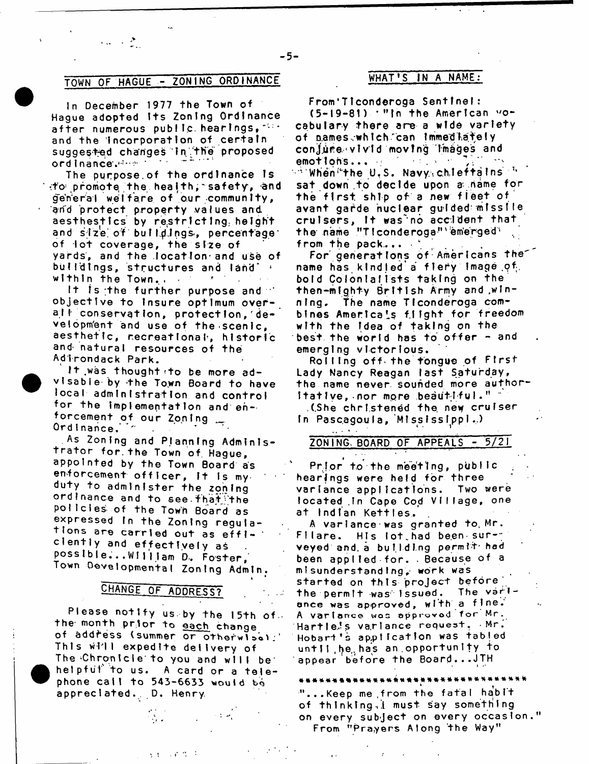## TOWN OF HAGUE - ZONING ORDINANCE

In December 1977 the Town of Hague adopted its Zoning Ordinance after numerous public hearings, and the incorporation of certain suggested changes in the proposed ordinance.

The purpose of the ordinance is to promote the health, safety, and general welfare of our community, and protect property values and aesthestics by restricting height and size of buildings, percentage of lot coverage, the size of yards, and the location and use of buildings, structures and land within the Town.

It is the further purpose and objective to insure optimum overall conservation, protection, development and use of the scenic, aesthetic, recreational, historic and natural resources of the Adirondack Park.

It was thought to be more advisable by the Town Board to have local administration and control for the implementation and enforcement of our Zoning Ordinance.

As Zoning and Planning Administrator for the Town of Hague, appointed by the Town Board as enforcement officer, it is my duty to administer the zoning ordinance and to see that the policies of the Town Board as expressed in the Zoning regulations are carried out as efficiently and effectively as possible...William D. Foster, Town Developmental Zoning Admin.

## CHANGE OF ADDRESS?

Please notify us by the 15th of the month prior to each change of address (summer or otherwise). This will expedite delivery of The Chronicle to you and will be helpful to us. A card or a telephone call to 543-6633 would be appreciated. D. Henry

## WHAT'S IN A NAME:

From Ticonderoga Sentinel:

(5-19-81) "In the American vocabulary there are a wide variety of names which can immediately conjure vivid moving images and emotions...

When the U.S. Navy chieftains sat down to decide upon a name for the first ship of a new fleet of avant garde nuclear guided missile cruisers, it was no accident that the name "Ticonderoga" emerged from the pack...

For generations of Americans the name has kindled a fiery image of bold Colonialists taking on the then-mighty British Army and winning. The name Ticonderoga combines America's flight for freedom with the idea of taking on the best the world has to offer - and emerging victorious.

Rolling off the tongue of First Lady Nancy Reagan last Saturday, the name never sounded more authoritative, nor more beautiful."

(She christened the new cruiser in Pascagoula, Mississippi.)

## ZONING BOARD OF APPEALS - 5/21

Prior to the meeting, public hearings were held for three variance applications. Two were located in Cape Cod Village, one at Indian Kettles.

A variance was granted to Mr. Filare. His lot had been surveyed and a building permit had been applied for. Because of a misunderstanding, work was started on this project before the permit was issued. The variance was approved, with a fine. A variance was approved for Mr. Hartle's variance request. Mr. Hobart's application was tabled until he has an opportunity to appear before the Board...JTH

\*\*\*\*\*\*\*\*\*\*\*\*\*\*\*\*\*\*\*\*\*\*\*\*\*\*\*\*\*\*\*\*\*\*

"...Keep me from the fatal habit of thinking I must say something on every subject on every occasion."
From "Prayers Along the Way"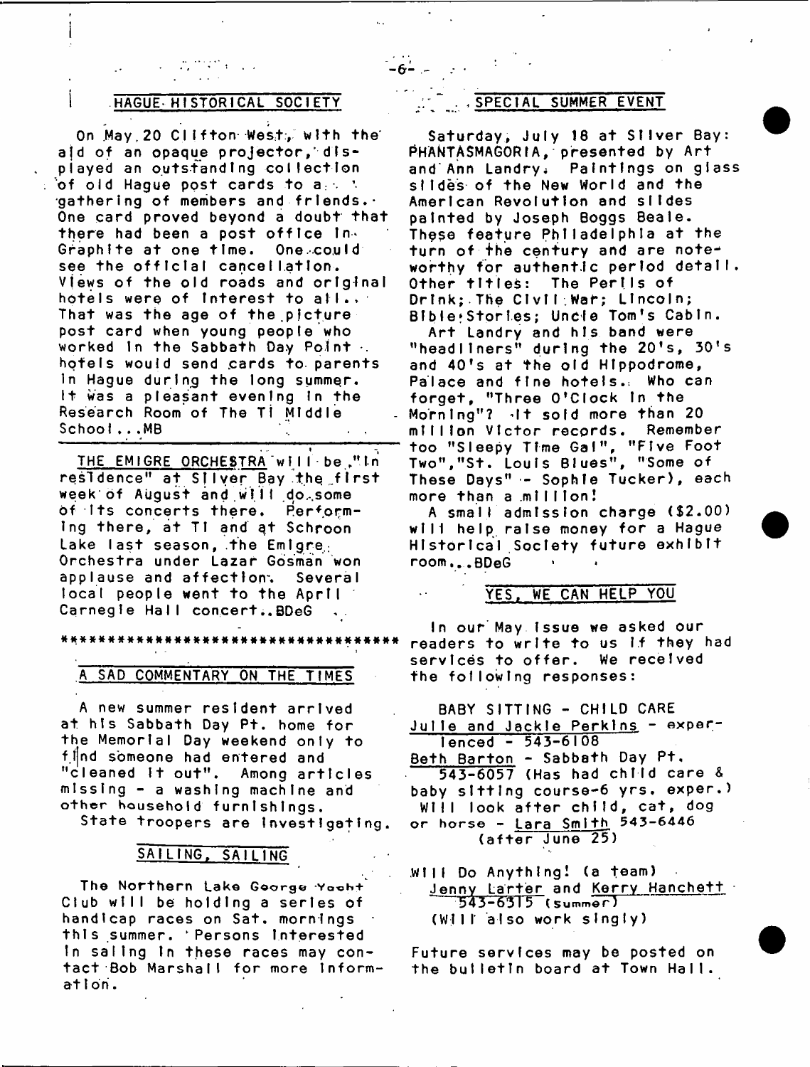## HAGUE HISTORICAL SOCIETY

On May 20 Clifton West, with the aid of an opaque projector, displayed an outstanding collection of old Hague post cards to a gathering of members and friends. One card proved beyond a doubt that there had been a post office in Graphite at one time. One could see the official cancellation. Views of the old roads and original hotels were of interest to all. That was the age of the picture post card when young people who worked in the Sabbath Day Point hotels would send cards to parents in Hague during the long summer. It was a pleasant evening in the Research Room of The TI Middle School...MB

THE EMIGRE ORCHESTRA will be "in residence" at Silver Bay the first week of August and will do some of its concerts there. Performing there, at TI and at Schroon Lake last season, the Emigre Orchestra under Lazar Gosman won applause and affection. Several local people went to the April Carnegie Hall concert..BDeG

************************************

## A SAD COMMENTARY ON THE TIMES

A new summer resident arrived at his Sabbath Day Pt. home for the Memorial Day weekend only to find someone had entered and "cleaned it out". Among articles missing - a washing machine and other household furnishings.

State troopers are investigating.

## SAILING, SAILING

The Northern Lake George Yacht Club will be holding a series of handicap races on Sat. mornings this summer. Persons interested in sailing in these races may contact Bob Marshall for more information.

## SPECIAL SUMMER EVENT

Saturday, July 18 at Silver Bay: PHANTASMAGORIA, presented by Art and Ann Landry. Paintings on glass slides of the New World and the American Revolution and slides painted by Joseph Boggs Beale. These feature Philadelphia at the turn of the century and are noteworthy for authentic period detail. Other titles: The Perils of Drink; The Civil War; Lincoln; Bible Stories; Uncle Tom's Cabin.

Art Landry and his band were "headliners" during the 20's, 30's and 40's at the old Hippodrome, Palace and fine hotels. Who can forget, "Three O'Clock In the Morning"? It sold more than 20 million Victor records. Remember too "Sleepy Time Gal", "Five Foot Two","St. Louis Blues", "Some of These Days" - Sophie Tucker), each more than a million!

A small admission charge ($2.00) will help raise money for a Hague Historical Society future exhibit room...BDeG

## YES, WE CAN HELP YOU

In our May issue we asked our readers to write to us if they had services to offer. We received the following responses:

BABY SITTING - CHILD CARE

Julie and Jackie Perkins - experienced - 543-6108

Beth Barton - Sabbath Day Pt. 543-6057 (Has had child care & baby sitting course-6 yrs. exper.)

Will look after child, cat, dog or horse - Lara Smith 543-6446 (after June 25)

Will Do Anything! (a team) Jenny Carter and Kerry Hanchett 543-6315 (summer) (Will also work singly)

Future services may be posted on the bulletin board at Town Hall.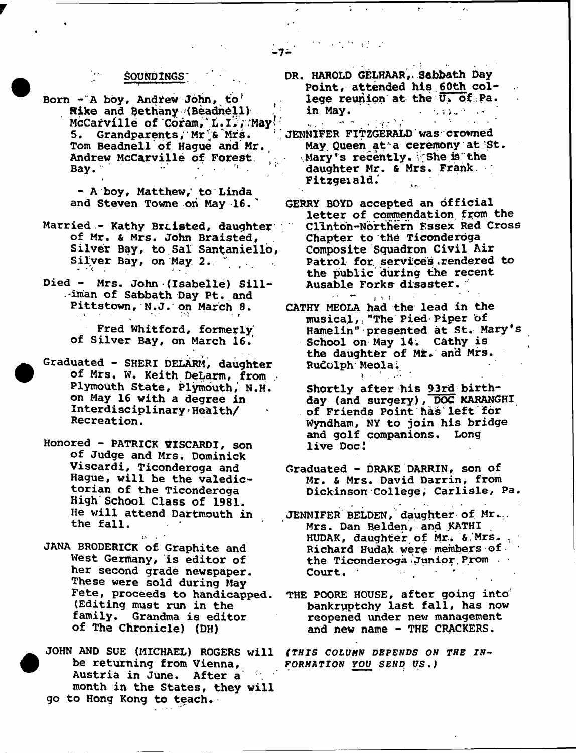## SOUNDINGS

Born - A boy, Andrew John, to Mike and Bethany (Beadnell) McCarville of Coram, L.I., May 5. Grandparents, Mr & Mrs. Tom Beadnell of Hague and Mr. Andrew McCarville of Forest Bay.

- A boy, Matthew, to Linda and Steven Towne on May 16.

Married - Kathy Braisted, daughter of Mr. & Mrs. John Braisted, Silver Bay, to Sal Santaniello, Silver Bay, on May 2.

Died - Mrs. John (Isabelle) Silliman of Sabbath Day Pt. and Pittstown, N.J. on March 8.

Fred Whitford, formerly of Silver Bay, on March 16.

Graduated - SHERI DELARM, daughter of Mrs. W. Keith DeLarm, from Plymouth State, Plymouth, N.H. on May 16 with a degree in Interdisciplinary Health/ Recreation.

Honored - PATRICK VISCARDI, son of Judge and Mrs. Dominick Viscardi, Ticonderoga and Hague, will be the valedictorian of the Ticonderoga High School Class of 1981. He will attend Dartmouth in the fall.

JANA BRODERICK of Graphite and West Germany, is editor of her second grade newspaper. These were sold during May Fete, proceeds to handicapped. (Editing must run in the family. Grandma is editor of The Chronicle) (DH)

JOHN AND SUE (MICHAEL) ROGERS will be returning from Vienna, Austria in June. After a month in the States, they will go to Hong Kong to teach.

DR. HAROLD GELHAAR, Sabbath Day Point, attended his 60th college reunion at the U. of Pa. in May.

JENNIFER FITZGERALD was crowned May Queen at a ceremony at St. Mary's recently. She is the daughter Mr. & Mrs. Frank Fitzgerald.

GERRY BOYD accepted an official letter of commendation from the Clinton-Northern Essex Red Cross Chapter to the Ticonderoga Composite Squadron Civil Air Patrol for services rendered to the public during the recent Ausable Forks disaster.

CATHY MEOLA had the lead in the musical, "The Pied Piper of Hamelin" presented at St. Mary's School on May 14. Cathy is the daughter of Mr. and Mrs. Rudolph Meola.

Shortly after his 93rd birthday (and surgery), DOC KARANGHI of Friends Point has left for Wyndham, NY to join his bridge and golf companions. Long live Doc!

Graduated - DRAKE DARRIN, son of Mr. & Mrs. David Darrin, from Dickinson College, Carlisle, Pa.

JENNIFER BELDEN, daughter of Mr. Mrs. Dan Belden, and KATHI HUDAK, daughter of Mr. & Mrs. Richard Hudak were members of the Ticonderoga Junior Prom Court.

THE POORE HOUSE, after going into bankruptchy last fall, has now reopened under new management and new name - THE CRACKERS.

*(THIS COLUMN DEPENDS ON THE INFORMATION YOU SEND US.)*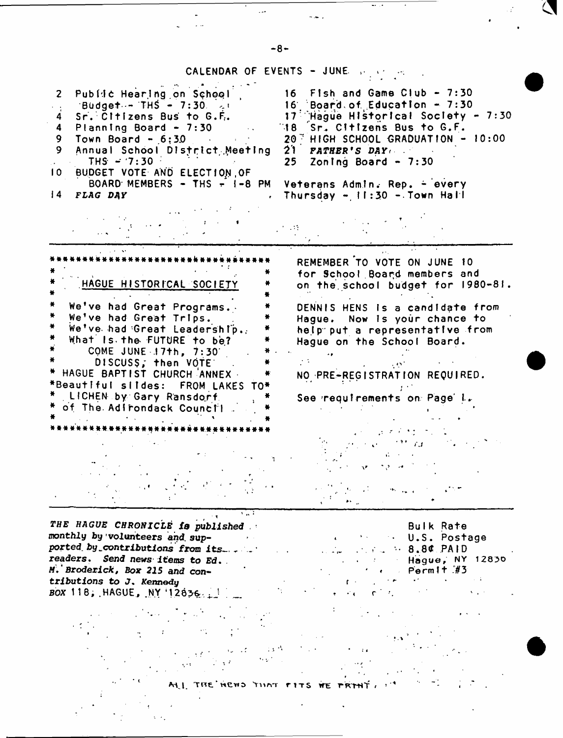## CALENDAR OF EVENTS - JUNE

- 2 Public Hearing on School Budget - THS - 7:30
- 4 Sr. Citizens Bus to G.F.
- 4 Planning Board - 7:30
- 9 Town Board - 6:30
- 9 Annual School District Meeting THS - 7:30
- 10 BUDGET VOTE AND ELECTION OF BOARD MEMBERS - THS - 1-8 PM
- 14 *FLAG DAY*
- 16 Fish and Game Club - 7:30
- 16 Board of Education - 7:30
- 17 Hague Historical Society - 7:30
- 18 Sr. Citizens Bus to G.F.
- 20 HIGH SCHOOL GRADUATION - 10:00
- 21 *FATHER'S DAY*
- 25 Zoning Board - 7:30

Veterans Admin. Rep. - every Thursday - 11:30 - Town Hall

---

**HAGUE HISTORICAL SOCIETY**

We've had Great Programs.
We've had Great Trips.
We've had Great Leadership.
What is the FUTURE to be?
COME JUNE 17th, 7:30
DISCUSS, then VOTE
HAGUE BAPTIST CHURCH ANNEX
Beautiful slides: FROM LAKES TO LICHEN by Gary Ransdorf of The Adirondack Council

---

REMEMBER TO VOTE ON JUNE 10 for School Board members and on the school budget for 1980-81.

DENNIS HENS is a candidate from Hague. Now is your chance to help put a representative from Hague on the School Board.

NO PRE-REGISTRATION REQUIRED.

See requirements on Page 1.

---

*THE HAGUE CHRONICLE is published monthly by volunteers and supported by contributions from its readers. Send news items to Ed. M. Broderick, Box 215 and contributions to J. Kennedy* BOX 118, HAGUE, NY 12836

Bulk Rate
U.S. Postage
8.8¢ PAID
Hague, NY 12836
Permit #3

ALL THE NEWS THAT FITS WE PRINT.